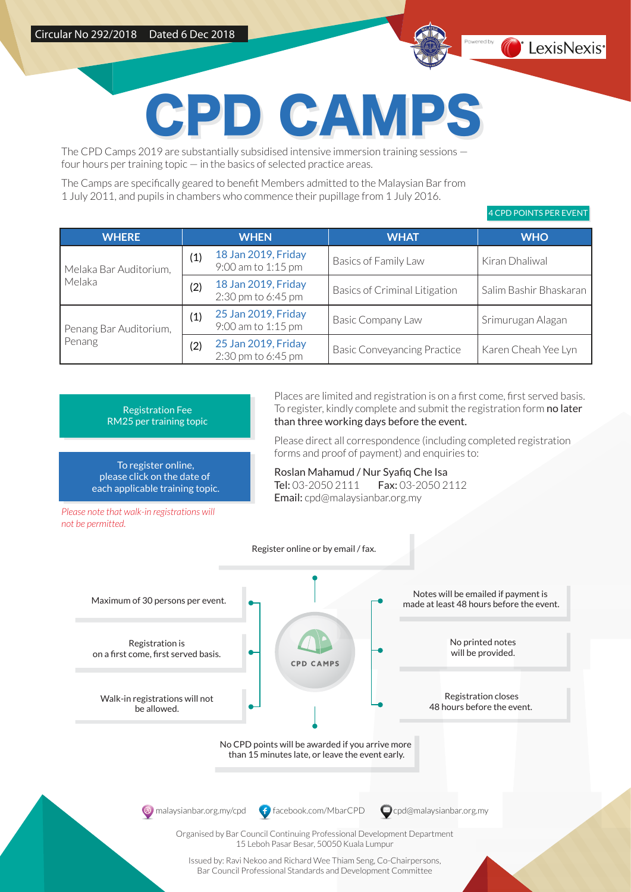Circular No 292/2018 Dated 6 Dec 2018

Powered by LexisNexis®

# CPD CAMPS

The CPD Camps 2019 are substantially subsidised intensive immersion training sessions — four hours per training topic — in the basics of selected practice areas.

The Camps are specifically geared to benefit Members admitted to the Malaysian Bar from 1 July 2011, and pupils in chambers who commence their pupillage from 1 July 2016.

4 CPD POINTS PER EVENT

| WHERE | WHEN | WHAT | WHO |
|---|---|---|---|
| Melaka Bar Auditorium, Melaka | (1) 18 Jan 2019, Friday 9:00 am to 1:15 pm | Basics of Family Law | Kiran Dhaliwal |
| | (2) 18 Jan 2019, Friday 2:30 pm to 6:45 pm | Basics of Criminal Litigation | Salim Bashir Bhaskaran |
| Penang Bar Auditorium, Penang | (1) 25 Jan 2019, Friday 9:00 am to 1:15 pm | Basic Company Law | Srimurugan Alagan |
| | (2) 25 Jan 2019, Friday 2:30 pm to 6:45 pm | Basic Conveyancing Practice | Karen Cheah Yee Lyn |

Registration Fee
RM25 per training topic

To register online, please click on the date of each applicable training topic.

*Please note that walk-in registrations will not be permitted.*

Places are limited and registration is on a first come, first served basis. To register, kindly complete and submit the registration form **no later than three working days before the event.**

Please direct all correspondence (including completed registration forms and proof of payment) and enquiries to:

Roslan Mahamud / Nur Syafiq Che Isa
**Tel:** 03-2050 2111 **Fax:** 03-2050 2112
**Email:** cpd@malaysianbar.org.my

Register online or by email / fax.

- Maximum of 30 persons per event.
- Registration is on a first come, first served basis.
- Walk-in registrations will not be allowed.
- Notes will be emailed if payment is made at least 48 hours before the event.
- No printed notes will be provided.
- Registration closes 48 hours before the event.

CPD CAMPS

No CPD points will be awarded if you arrive more than 15 minutes late, or leave the event early.

malaysianbar.org.my/cpd | facebook.com/MbarCPD | cpd@malaysianbar.org.my

Organised by Bar Council Continuing Professional Development Department
15 Leboh Pasar Besar, 50050 Kuala Lumpur

Issued by: Ravi Nekoo and Richard Wee Thiam Seng, Co-Chairpersons,
Bar Council Professional Standards and Development Committee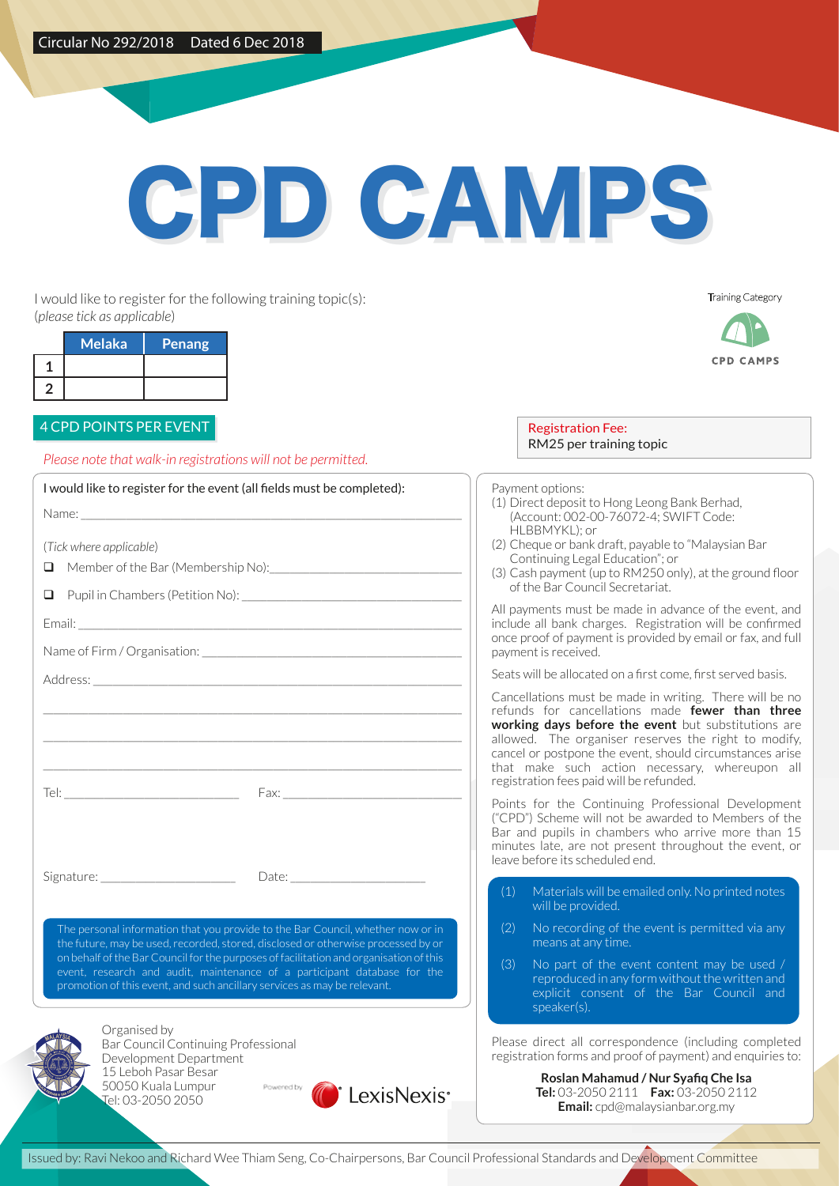Circular No 292/2018 Dated 6 Dec 2018

# CPD CAMPS

I would like to register for the following training topic(s):
(*please tick as applicable*)

| | Melaka | Penang |
|---|---|---|
| 1 | | |
| 2 | | |

Training Category

CPD CAMPS

**4 CPD POINTS PER EVENT**

Registration Fee:
RM25 per training topic

*Please note that walk-in registrations will not be permitted.*

I would like to register for the event (all fields must be completed):

Name: ____________________

(*Tick where applicable*)

❑ Member of the Bar (Membership No):____________________

❑ Pupil in Chambers (Petition No): ____________________

Email: ____________________

Name of Firm / Organisation: ____________________

Address: ____________________

____________________

____________________

____________________

Tel: ____________________ Fax: ____________________

Signature: ____________________ Date: ____________________

The personal information that you provide to the Bar Council, whether now or in the future, may be used, recorded, stored, disclosed or otherwise processed by or on behalf of the Bar Council for the purposes of facilitation and organisation of this event, research and audit, maintenance of a participant database for the promotion of this event, and such ancillary services as may be relevant.

Payment options:

(1) Direct deposit to Hong Leong Bank Berhad, (Account: 002-00-76072-4; SWIFT Code: HLBBMYKL); or
(2) Cheque or bank draft, payable to "Malaysian Bar Continuing Legal Education"; or
(3) Cash payment (up to RM250 only), at the ground floor of the Bar Council Secretariat.

All payments must be made in advance of the event, and include all bank charges. Registration will be confirmed once proof of payment is provided by email or fax, and full payment is received.

Seats will be allocated on a first come, first served basis.

Cancellations must be made in writing. There will be no refunds for cancellations made **fewer than three working days before the event** but substitutions are allowed. The organiser reserves the right to modify, cancel or postpone the event, should circumstances arise that make such action necessary, whereupon all registration fees paid will be refunded.

Points for the Continuing Professional Development ("CPD") Scheme will not be awarded to Members of the Bar and pupils in chambers who arrive more than 15 minutes late, are not present throughout the event, or leave before its scheduled end.

(1) Materials will be emailed only. No printed notes will be provided.
(2) No recording of the event is permitted via any means at any time.
(3) No part of the event content may be used / reproduced in any form without the written and explicit consent of the Bar Council and speaker(s).

Please direct all correspondence (including completed registration forms and proof of payment) and enquiries to:

**Roslan Mahamud / Nur Syafiq Che Isa**
**Tel:** 03-2050 2111 **Fax:** 03-2050 2112
**Email:** cpd@malaysianbar.org.my

Organised by
Bar Council Continuing Professional Development Department
15 Leboh Pasar Besar
50050 Kuala Lumpur
Tel: 03-2050 2050

Powered by LexisNexis

Issued by: Ravi Nekoo and Richard Wee Thiam Seng, Co-Chairpersons, Bar Council Professional Standards and Development Committee